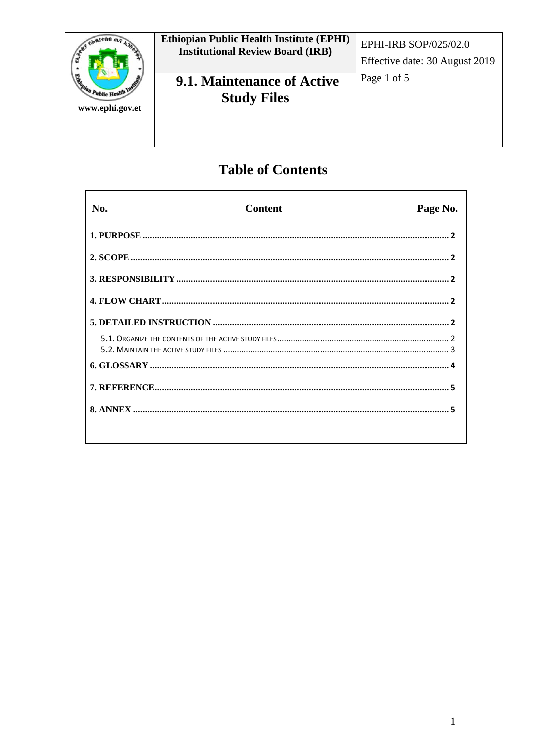| Ethiopian Public Health Institute (EPHI) Institutional Review Board (IRB) | EPHI-IRB SOP/025/02.0 |
| --- | --- |
| **9.1. Maintenance of Active Study Files** | Effective date: 30 August 2019 |

www.ephi.gov.et

# Table of Contents

| No. | Content | Page No. |
| --- | --- | --- |
| **1. PURPOSE** | | **2** |
| **2. SCOPE** | | **2** |
| **3. RESPONSIBILITY** | | **2** |
| **4. FLOW CHART** | | **2** |
| **5. DETAILED INSTRUCTION** | | **2** |
| 5.1. ORGANIZE THE CONTENTS OF THE ACTIVE STUDY FILES | | 2 |
| 5.2. MAINTAIN THE ACTIVE STUDY FILES | | 3 |
| **6. GLOSSARY** | | **4** |
| **7. REFERENCE** | | **5** |
| **8. ANNEX** | | **5** |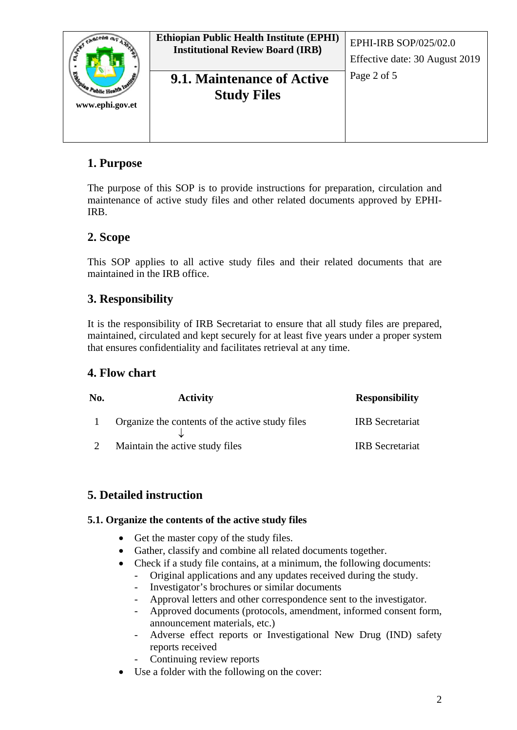## 1. Purpose

The purpose of this SOP is to provide instructions for preparation, circulation and maintenance of active study files and other related documents approved by EPHI-IRB.

## 2. Scope

This SOP applies to all active study files and their related documents that are maintained in the IRB office.

## 3. Responsibility

It is the responsibility of IRB Secretariat to ensure that all study files are prepared, maintained, circulated and kept securely for at least five years under a proper system that ensures confidentiality and facilitates retrieval at any time.

## 4. Flow chart

| No. | Activity | Responsibility |
|---|---|---|
| 1 | Organize the contents of the active study files<br>↓ | IRB Secretariat |
| 2 | Maintain the active study files | IRB Secretariat |

## 5. Detailed instruction

### 5.1. Organize the contents of the active study files

- Get the master copy of the study files.
- Gather, classify and combine all related documents together.
- Check if a study file contains, at a minimum, the following documents:
  - Original applications and any updates received during the study.
  - Investigator's brochures or similar documents
  - Approval letters and other correspondence sent to the investigator.
  - Approved documents (protocols, amendment, informed consent form, announcement materials, etc.)
  - Adverse effect reports or Investigational New Drug (IND) safety reports received
  - Continuing review reports
- Use a folder with the following on the cover: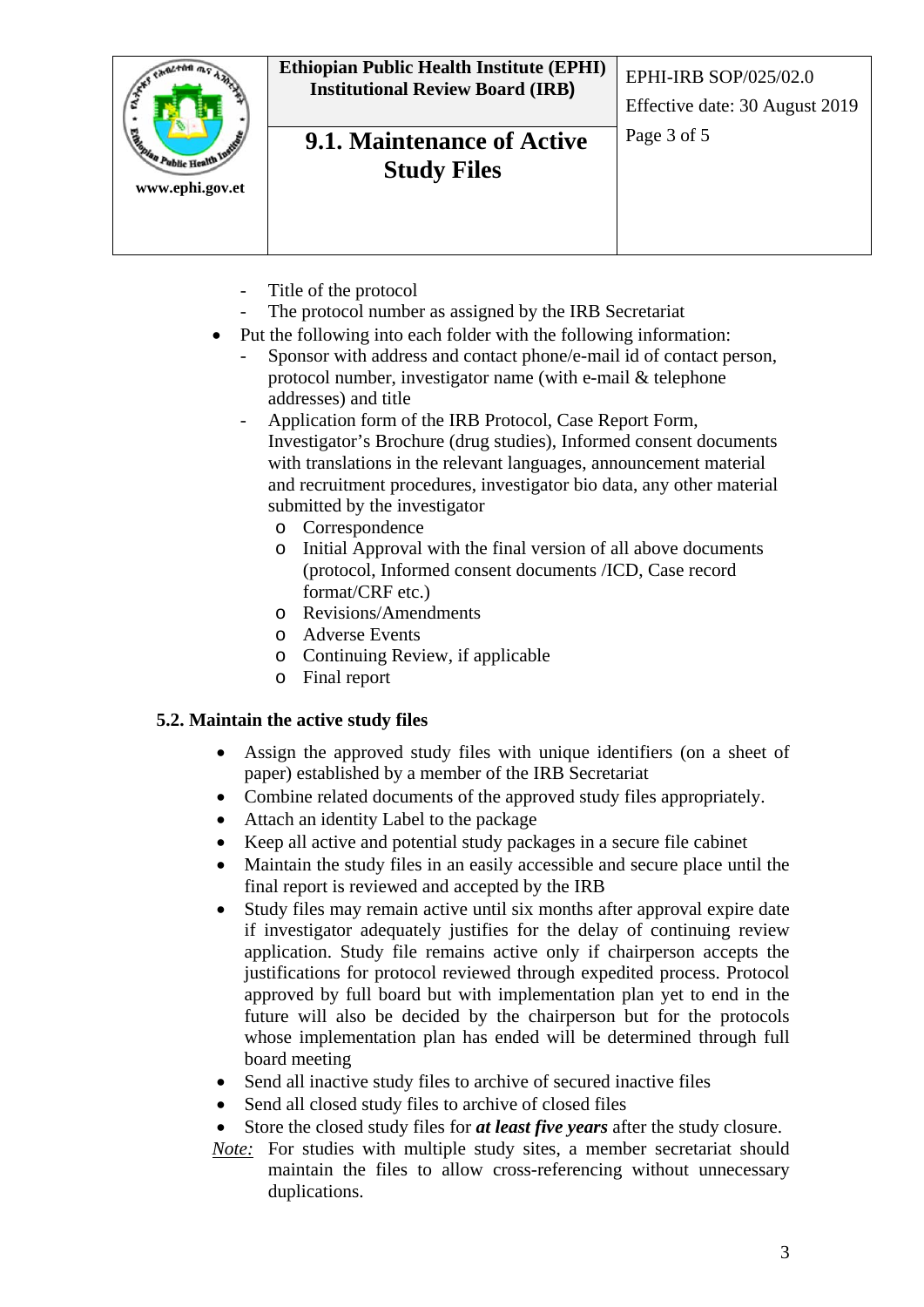- Title of the protocol
- The protocol number as assigned by the IRB Secretariat

- Put the following into each folder with the following information:
  - Sponsor with address and contact phone/e-mail id of contact person, protocol number, investigator name (with e-mail & telephone addresses) and title
  - Application form of the IRB Protocol, Case Report Form, Investigator's Brochure (drug studies), Informed consent documents with translations in the relevant languages, announcement material and recruitment procedures, investigator bio data, any other material submitted by the investigator
    - Correspondence
    - Initial Approval with the final version of all above documents (protocol, Informed consent documents /ICD, Case record format/CRF etc.)
    - Revisions/Amendments
    - Adverse Events
    - Continuing Review, if applicable
    - Final report

**5.2. Maintain the active study files**

- Assign the approved study files with unique identifiers (on a sheet of paper) established by a member of the IRB Secretariat
- Combine related documents of the approved study files appropriately.
- Attach an identity Label to the package
- Keep all active and potential study packages in a secure file cabinet
- Maintain the study files in an easily accessible and secure place until the final report is reviewed and accepted by the IRB
- Study files may remain active until six months after approval expire date if investigator adequately justifies for the delay of continuing review application. Study file remains active only if chairperson accepts the justifications for protocol reviewed through expedited process. Protocol approved by full board but with implementation plan yet to end in the future will also be decided by the chairperson but for the protocols whose implementation plan has ended will be determined through full board meeting
- Send all inactive study files to archive of secured inactive files
- Send all closed study files to archive of closed files
- Store the closed study files for ***at least five years*** after the study closure.

*Note:* For studies with multiple study sites, a member secretariat should maintain the files to allow cross-referencing without unnecessary duplications.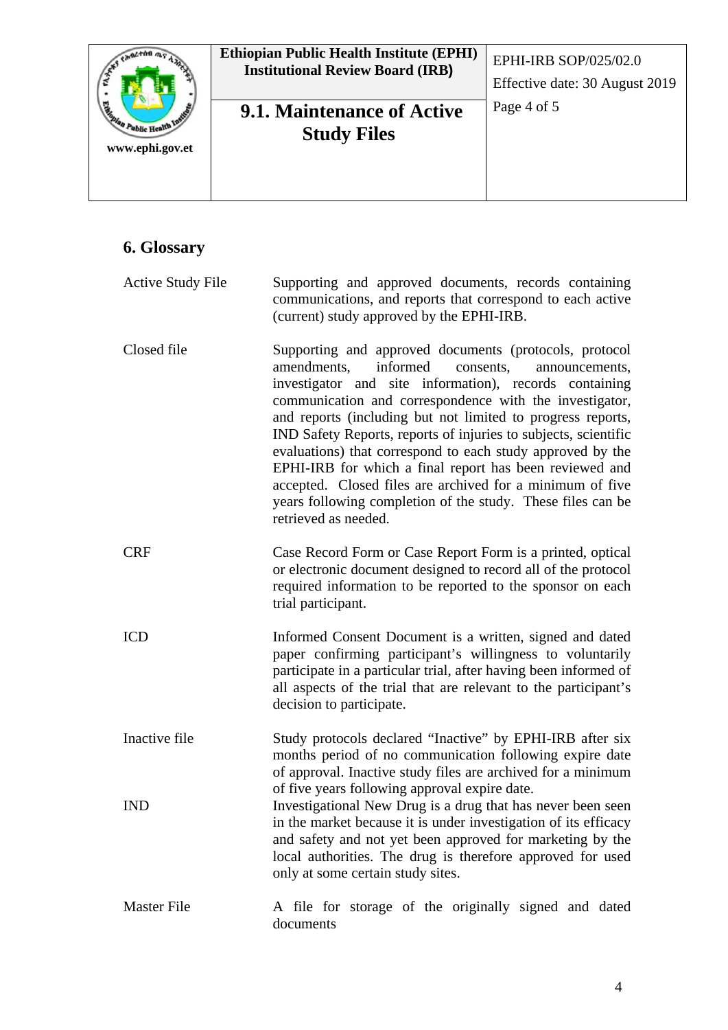## 6. Glossary

| Term | Definition |
| --- | --- |
| Active Study File | Supporting and approved documents, records containing communications, and reports that correspond to each active (current) study approved by the EPHI-IRB. |
| Closed file | Supporting and approved documents (protocols, protocol amendments, informed consents, announcements, investigator and site information), records containing communication and correspondence with the investigator, and reports (including but not limited to progress reports, IND Safety Reports, reports of injuries to subjects, scientific evaluations) that correspond to each study approved by the EPHI-IRB for which a final report has been reviewed and accepted. Closed files are archived for a minimum of five years following completion of the study. These files can be retrieved as needed. |
| CRF | Case Record Form or Case Report Form is a printed, optical or electronic document designed to record all of the protocol required information to be reported to the sponsor on each trial participant. |
| ICD | Informed Consent Document is a written, signed and dated paper confirming participant's willingness to voluntarily participate in a particular trial, after having been informed of all aspects of the trial that are relevant to the participant's decision to participate. |
| Inactive file | Study protocols declared "Inactive" by EPHI-IRB after six months period of no communication following expire date of approval. Inactive study files are archived for a minimum of five years following approval expire date. |
| IND | Investigational New Drug is a drug that has never been seen in the market because it is under investigation of its efficacy and safety and not yet been approved for marketing by the local authorities. The drug is therefore approved for used only at some certain study sites. |
| Master File | A file for storage of the originally signed and dated documents |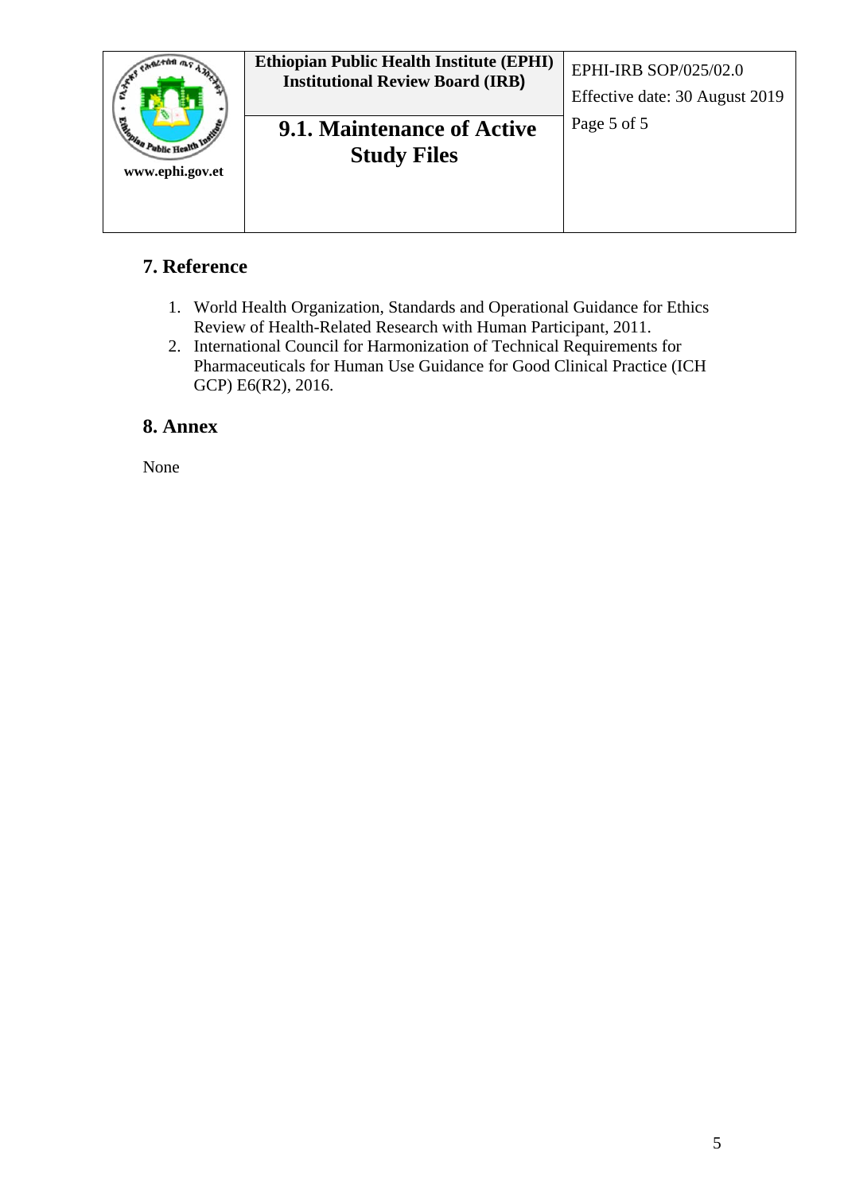## 7. Reference

1. World Health Organization, Standards and Operational Guidance for Ethics Review of Health-Related Research with Human Participant, 2011.
2. International Council for Harmonization of Technical Requirements for Pharmaceuticals for Human Use Guidance for Good Clinical Practice (ICH GCP) E6(R2), 2016.

## 8. Annex

None